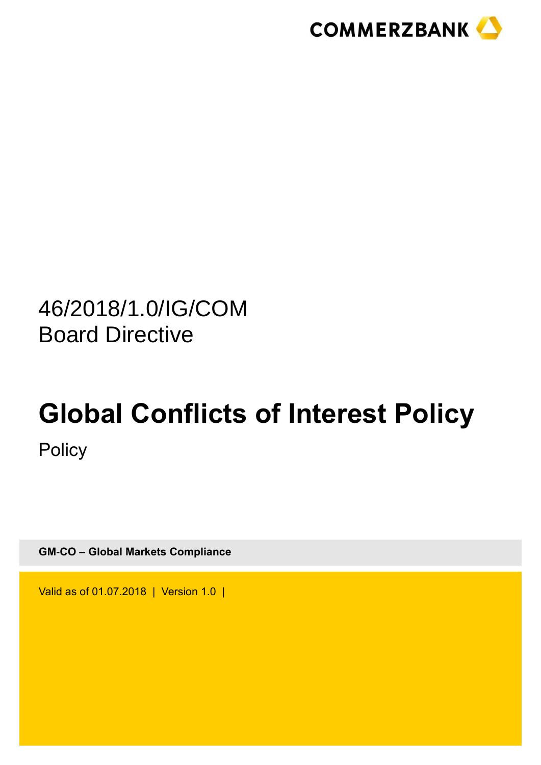COMMERZBANK

46/2018/1.0/IG/COM
Board Directive

# Global Conflicts of Interest Policy

Policy

**GM-CO – Global Markets Compliance**

Valid as of 01.07.2018 | Version 1.0 |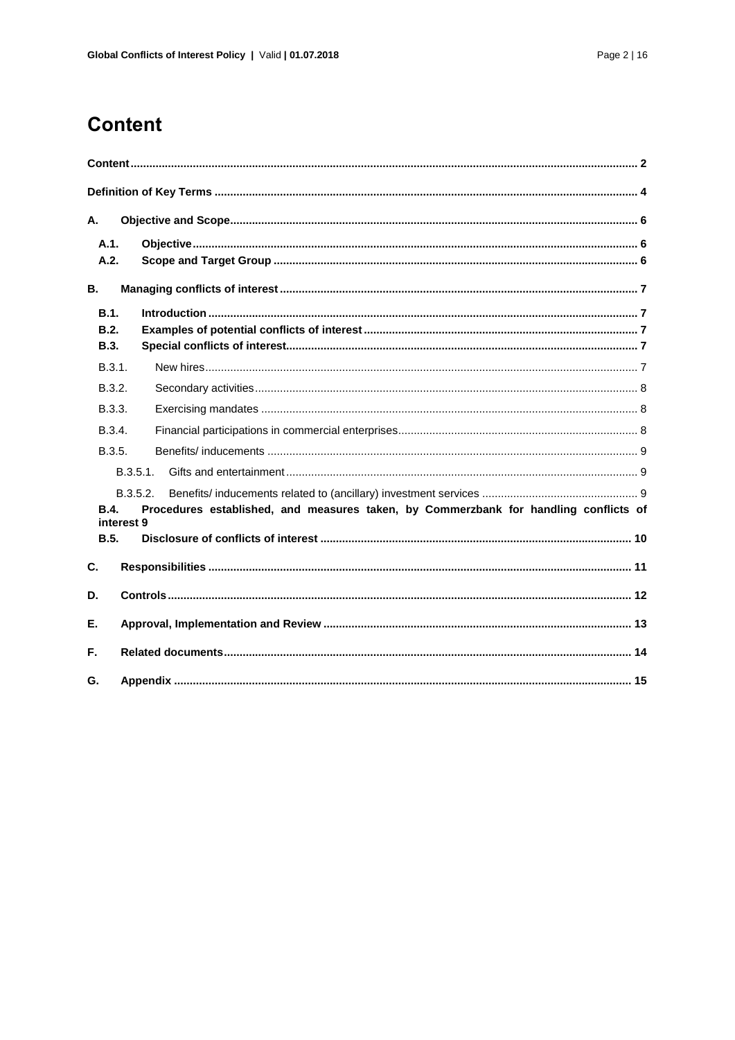# Content

| | |
|---|---|
| **Content** | **2** |
| **Definition of Key Terms** | **4** |
| **A. Objective and Scope** | **6** |
| **A.1. Objective** | **6** |
| **A.2. Scope and Target Group** | **6** |
| **B. Managing conflicts of interest** | **7** |
| **B.1. Introduction** | **7** |
| **B.2. Examples of potential conflicts of interest** | **7** |
| **B.3. Special conflicts of interest** | **7** |
| B.3.1. New hires | 7 |
| B.3.2. Secondary activities | 8 |
| B.3.3. Exercising mandates | 8 |
| B.3.4. Financial participations in commercial enterprises | 8 |
| B.3.5. Benefits/ inducements | 9 |
| B.3.5.1. Gifts and entertainment | 9 |
| B.3.5.2. Benefits/ inducements related to (ancillary) investment services | 9 |
| **B.4. Procedures established, and measures taken, by Commerzbank for handling conflicts of interest** | **9** |
| **B.5. Disclosure of conflicts of interest** | **10** |
| **C. Responsibilities** | **11** |
| **D. Controls** | **12** |
| **E. Approval, Implementation and Review** | **13** |
| **F. Related documents** | **14** |
| **G. Appendix** | **15** |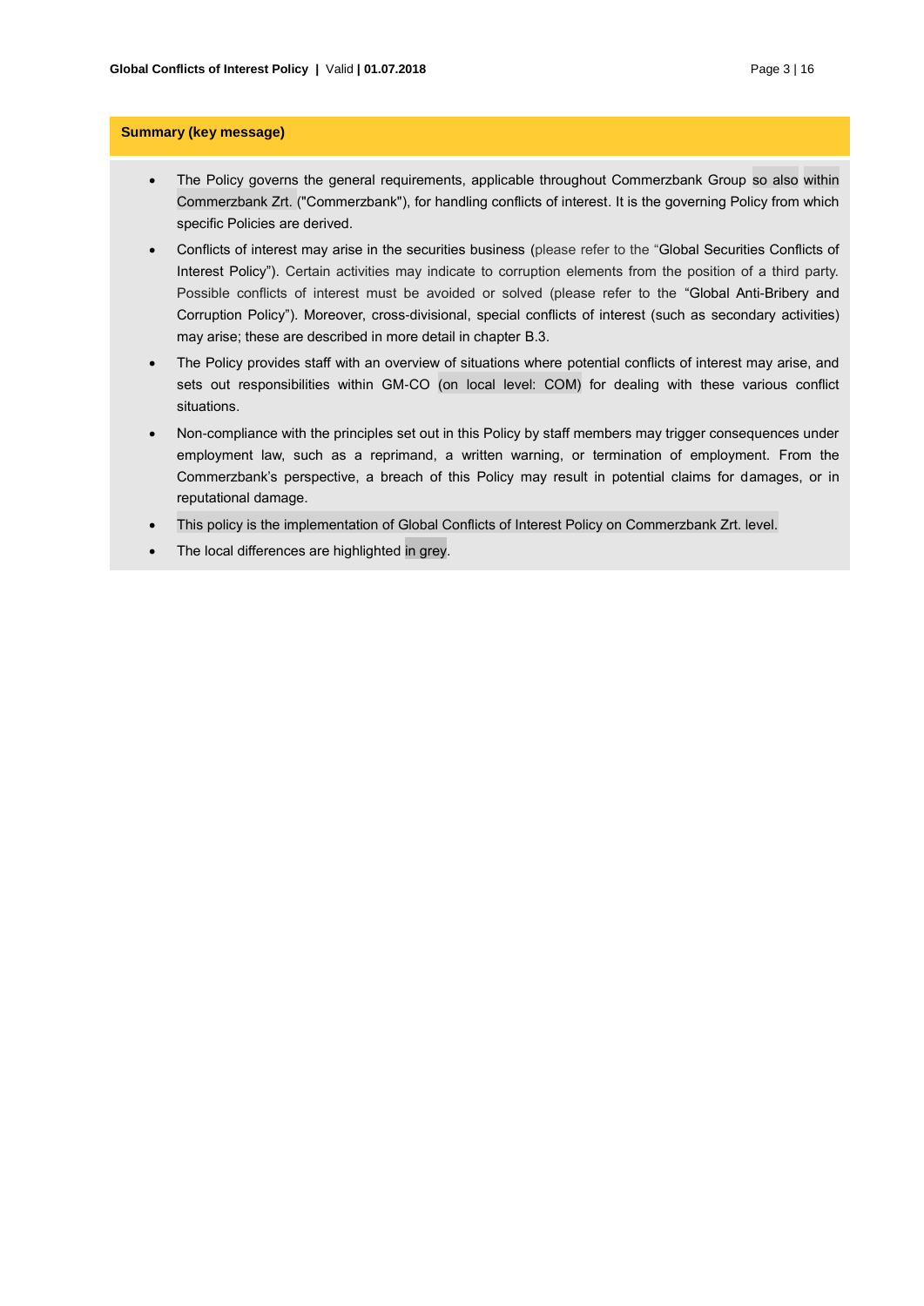**Summary (key message)**

- The Policy governs the general requirements, applicable throughout Commerzbank Group so also within Commerzbank Zrt. ("Commerzbank"), for handling conflicts of interest. It is the governing Policy from which specific Policies are derived.
- Conflicts of interest may arise in the securities business (please refer to the "Global Securities Conflicts of Interest Policy"). Certain activities may indicate to corruption elements from the position of a third party. Possible conflicts of interest must be avoided or solved (please refer to the "Global Anti-Bribery and Corruption Policy"). Moreover, cross-divisional, special conflicts of interest (such as secondary activities) may arise; these are described in more detail in chapter B.3.
- The Policy provides staff with an overview of situations where potential conflicts of interest may arise, and sets out responsibilities within GM-CO (on local level: COM) for dealing with these various conflict situations.
- Non-compliance with the principles set out in this Policy by staff members may trigger consequences under employment law, such as a reprimand, a written warning, or termination of employment. From the Commerzbank's perspective, a breach of this Policy may result in potential claims for damages, or in reputational damage.
- This policy is the implementation of Global Conflicts of Interest Policy on Commerzbank Zrt. level.
- The local differences are highlighted in grey.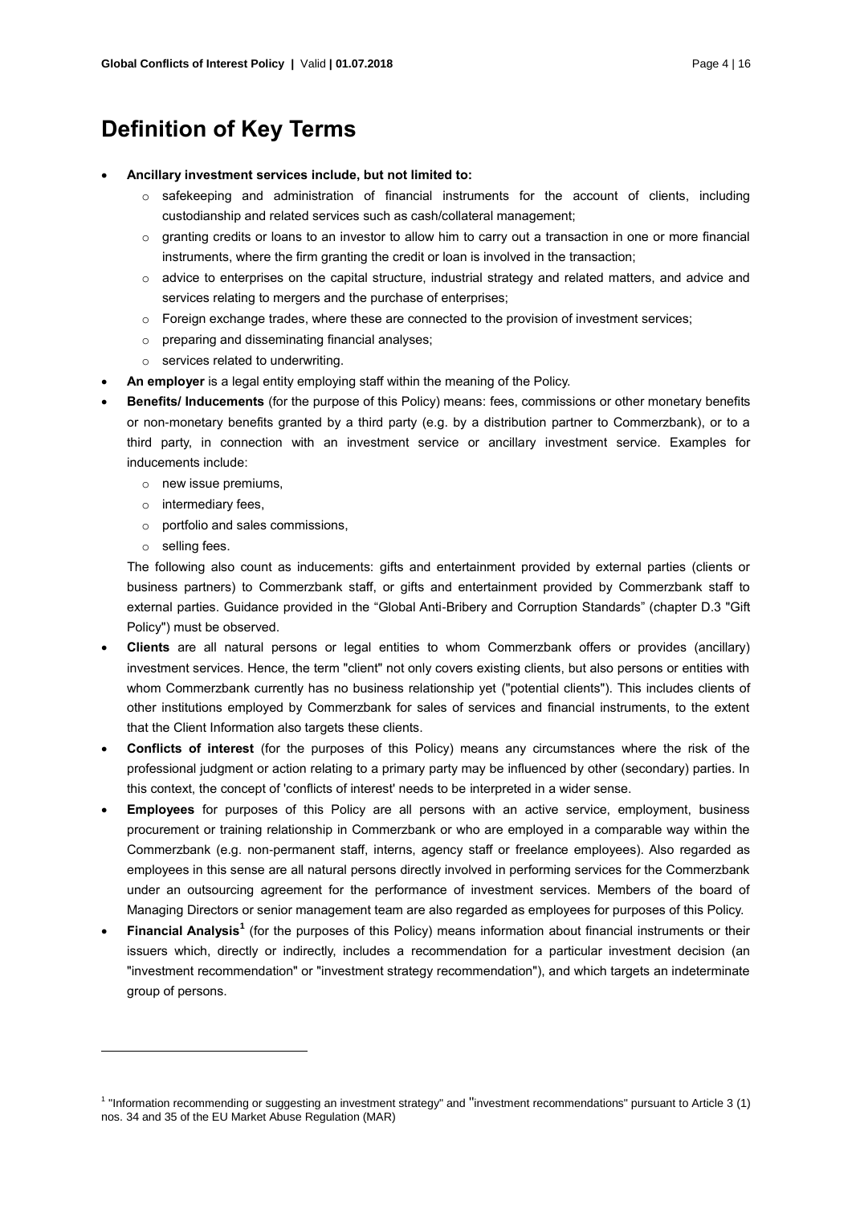# Definition of Key Terms

- **Ancillary investment services include, but not limited to:**
  - safekeeping and administration of financial instruments for the account of clients, including custodianship and related services such as cash/collateral management;
  - granting credits or loans to an investor to allow him to carry out a transaction in one or more financial instruments, where the firm granting the credit or loan is involved in the transaction;
  - advice to enterprises on the capital structure, industrial strategy and related matters, and advice and services relating to mergers and the purchase of enterprises;
  - Foreign exchange trades, where these are connected to the provision of investment services;
  - preparing and disseminating financial analyses;
  - services related to underwriting.
- **An employer** is a legal entity employing staff within the meaning of the Policy.
- **Benefits/ Inducements** (for the purpose of this Policy) means: fees, commissions or other monetary benefits or non-monetary benefits granted by a third party (e.g. by a distribution partner to Commerzbank), or to a third party, in connection with an investment service or ancillary investment service. Examples for inducements include:
  - new issue premiums,
  - intermediary fees,
  - portfolio and sales commissions,
  - selling fees.

  The following also count as inducements: gifts and entertainment provided by external parties (clients or business partners) to Commerzbank staff, or gifts and entertainment provided by Commerzbank staff to external parties. Guidance provided in the "Global Anti-Bribery and Corruption Standards" (chapter D.3 "Gift Policy") must be observed.
- **Clients** are all natural persons or legal entities to whom Commerzbank offers or provides (ancillary) investment services. Hence, the term "client" not only covers existing clients, but also persons or entities with whom Commerzbank currently has no business relationship yet ("potential clients"). This includes clients of other institutions employed by Commerzbank for sales of services and financial instruments, to the extent that the Client Information also targets these clients.
- **Conflicts of interest** (for the purposes of this Policy) means any circumstances where the risk of the professional judgment or action relating to a primary party may be influenced by other (secondary) parties. In this context, the concept of 'conflicts of interest' needs to be interpreted in a wider sense.
- **Employees** for purposes of this Policy are all persons with an active service, employment, business procurement or training relationship in Commerzbank or who are employed in a comparable way within the Commerzbank (e.g. non-permanent staff, interns, agency staff or freelance employees). Also regarded as employees in this sense are all natural persons directly involved in performing services for the Commerzbank under an outsourcing agreement for the performance of investment services. Members of the board of Managing Directors or senior management team are also regarded as employees for purposes of this Policy.
- **Financial Analysis**[1] (for the purposes of this Policy) means information about financial instruments or their issuers which, directly or indirectly, includes a recommendation for a particular investment decision (an "investment recommendation" or "investment strategy recommendation"), and which targets an indeterminate group of persons.

---

[1] "Information recommending or suggesting an investment strategy" and "investment recommendations" pursuant to Article 3 (1) nos. 34 and 35 of the EU Market Abuse Regulation (MAR)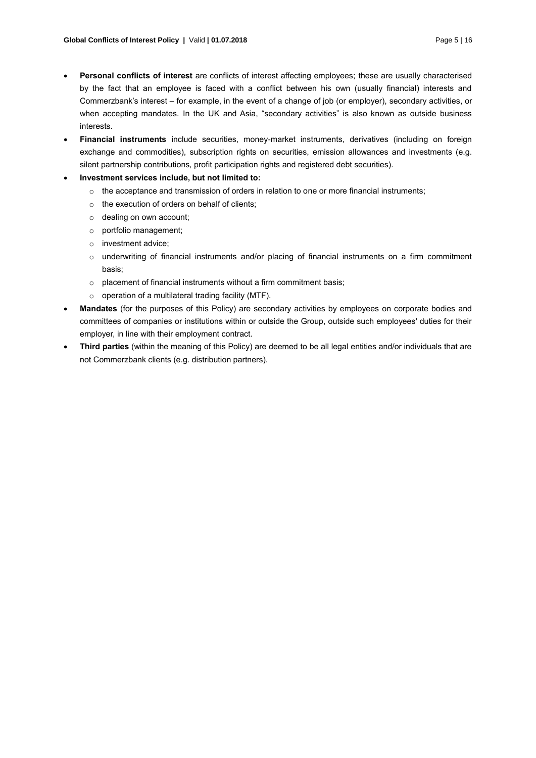- **Personal conflicts of interest** are conflicts of interest affecting employees; these are usually characterised by the fact that an employee is faced with a conflict between his own (usually financial) interests and Commerzbank's interest – for example, in the event of a change of job (or employer), secondary activities, or when accepting mandates. In the UK and Asia, "secondary activities" is also known as outside business interests.
- **Financial instruments** include securities, money-market instruments, derivatives (including on foreign exchange and commodities), subscription rights on securities, emission allowances and investments (e.g. silent partnership contributions, profit participation rights and registered debt securities).
- **Investment services include, but not limited to:**
  - the acceptance and transmission of orders in relation to one or more financial instruments;
  - the execution of orders on behalf of clients;
  - dealing on own account;
  - portfolio management;
  - investment advice;
  - underwriting of financial instruments and/or placing of financial instruments on a firm commitment basis;
  - placement of financial instruments without a firm commitment basis;
  - operation of a multilateral trading facility (MTF).
- **Mandates** (for the purposes of this Policy) are secondary activities by employees on corporate bodies and committees of companies or institutions within or outside the Group, outside such employees' duties for their employer, in line with their employment contract.
- **Third parties** (within the meaning of this Policy) are deemed to be all legal entities and/or individuals that are not Commerzbank clients (e.g. distribution partners).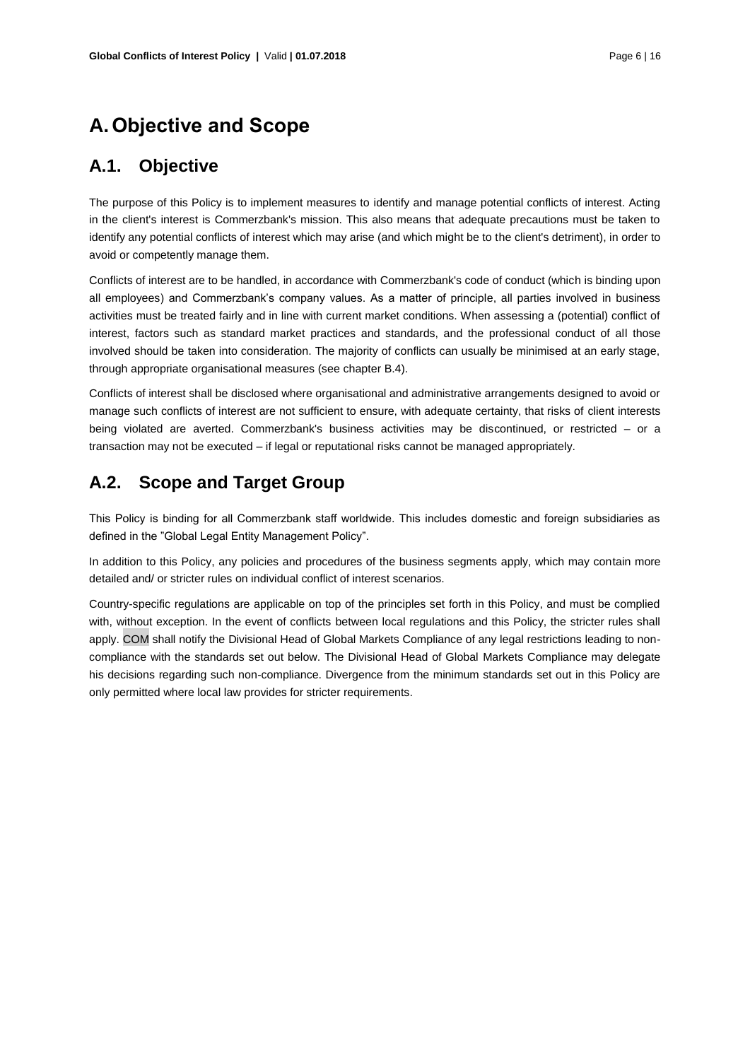# A. Objective and Scope

## A.1. Objective

The purpose of this Policy is to implement measures to identify and manage potential conflicts of interest. Acting in the client's interest is Commerzbank's mission. This also means that adequate precautions must be taken to identify any potential conflicts of interest which may arise (and which might be to the client's detriment), in order to avoid or competently manage them.

Conflicts of interest are to be handled, in accordance with Commerzbank's code of conduct (which is binding upon all employees) and Commerzbank's company values. As a matter of principle, all parties involved in business activities must be treated fairly and in line with current market conditions. When assessing a (potential) conflict of interest, factors such as standard market practices and standards, and the professional conduct of all those involved should be taken into consideration. The majority of conflicts can usually be minimised at an early stage, through appropriate organisational measures (see chapter B.4).

Conflicts of interest shall be disclosed where organisational and administrative arrangements designed to avoid or manage such conflicts of interest are not sufficient to ensure, with adequate certainty, that risks of client interests being violated are averted. Commerzbank's business activities may be discontinued, or restricted – or a transaction may not be executed – if legal or reputational risks cannot be managed appropriately.

## A.2. Scope and Target Group

This Policy is binding for all Commerzbank staff worldwide. This includes domestic and foreign subsidiaries as defined in the "Global Legal Entity Management Policy".

In addition to this Policy, any policies and procedures of the business segments apply, which may contain more detailed and/ or stricter rules on individual conflict of interest scenarios.

Country-specific regulations are applicable on top of the principles set forth in this Policy, and must be complied with, without exception. In the event of conflicts between local regulations and this Policy, the stricter rules shall apply. COM shall notify the Divisional Head of Global Markets Compliance of any legal restrictions leading to non-compliance with the standards set out below. The Divisional Head of Global Markets Compliance may delegate his decisions regarding such non-compliance. Divergence from the minimum standards set out in this Policy are only permitted where local law provides for stricter requirements.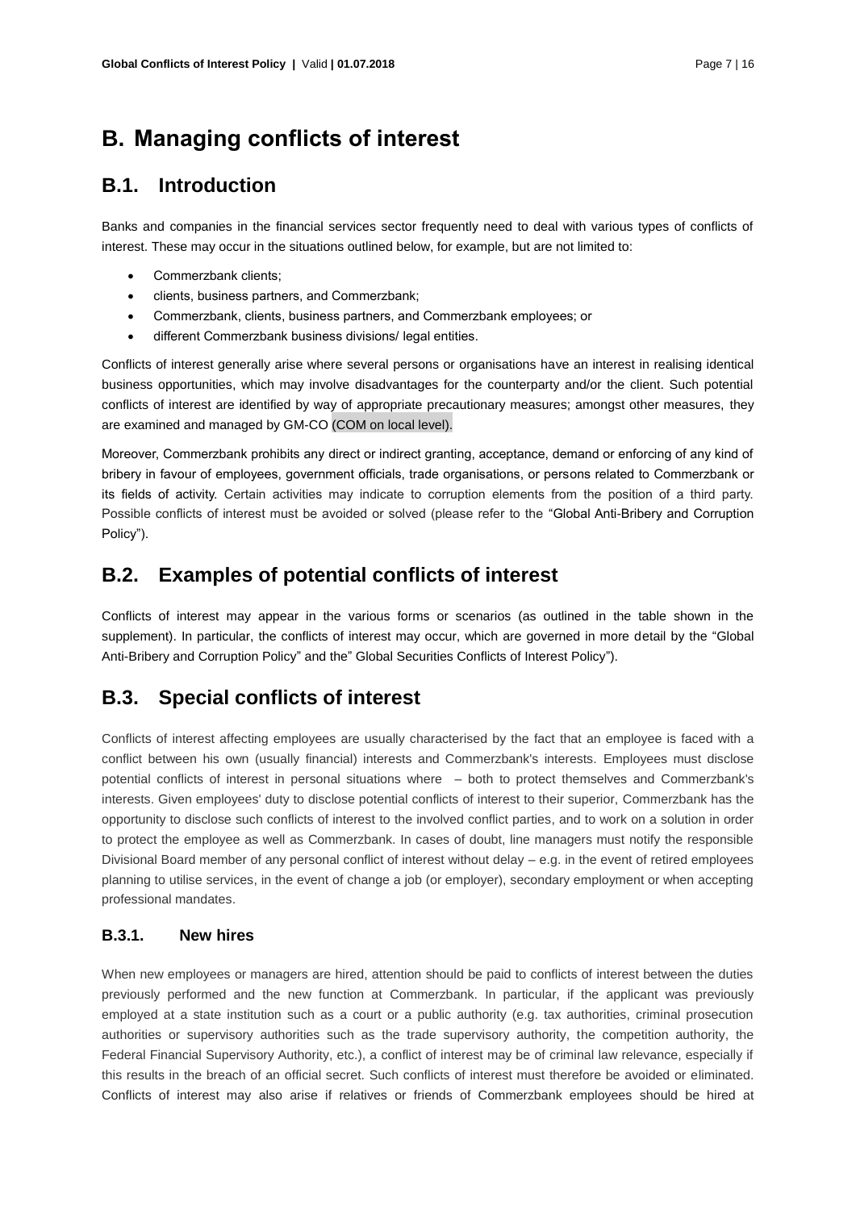# B. Managing conflicts of interest

## B.1. Introduction

Banks and companies in the financial services sector frequently need to deal with various types of conflicts of interest. These may occur in the situations outlined below, for example, but are not limited to:

- Commerzbank clients;
- clients, business partners, and Commerzbank;
- Commerzbank, clients, business partners, and Commerzbank employees; or
- different Commerzbank business divisions/ legal entities.

Conflicts of interest generally arise where several persons or organisations have an interest in realising identical business opportunities, which may involve disadvantages for the counterparty and/or the client. Such potential conflicts of interest are identified by way of appropriate precautionary measures; amongst other measures, they are examined and managed by GM-CO (COM on local level).

Moreover, Commerzbank prohibits any direct or indirect granting, acceptance, demand or enforcing of any kind of bribery in favour of employees, government officials, trade organisations, or persons related to Commerzbank or its fields of activity. Certain activities may indicate to corruption elements from the position of a third party. Possible conflicts of interest must be avoided or solved (please refer to the "Global Anti-Bribery and Corruption Policy").

## B.2. Examples of potential conflicts of interest

Conflicts of interest may appear in the various forms or scenarios (as outlined in the table shown in the supplement). In particular, the conflicts of interest may occur, which are governed in more detail by the "Global Anti-Bribery and Corruption Policy" and the" Global Securities Conflicts of Interest Policy").

## B.3. Special conflicts of interest

Conflicts of interest affecting employees are usually characterised by the fact that an employee is faced with a conflict between his own (usually financial) interests and Commerzbank's interests. Employees must disclose potential conflicts of interest in personal situations where – both to protect themselves and Commerzbank's interests. Given employees' duty to disclose potential conflicts of interest to their superior, Commerzbank has the opportunity to disclose such conflicts of interest to the involved conflict parties, and to work on a solution in order to protect the employee as well as Commerzbank. In cases of doubt, line managers must notify the responsible Divisional Board member of any personal conflict of interest without delay – e.g. in the event of retired employees planning to utilise services, in the event of change a job (or employer), secondary employment or when accepting professional mandates.

### B.3.1. New hires

When new employees or managers are hired, attention should be paid to conflicts of interest between the duties previously performed and the new function at Commerzbank. In particular, if the applicant was previously employed at a state institution such as a court or a public authority (e.g. tax authorities, criminal prosecution authorities or supervisory authorities such as the trade supervisory authority, the competition authority, the Federal Financial Supervisory Authority, etc.), a conflict of interest may be of criminal law relevance, especially if this results in the breach of an official secret. Such conflicts of interest must therefore be avoided or eliminated. Conflicts of interest may also arise if relatives or friends of Commerzbank employees should be hired at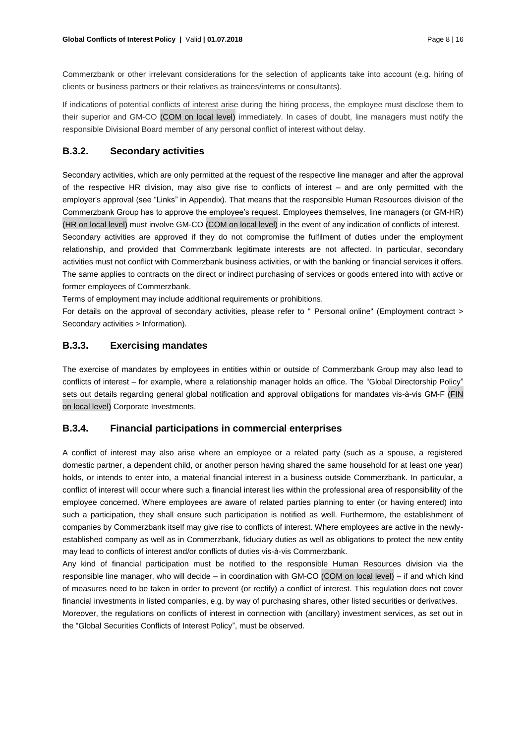Commerzbank or other irrelevant considerations for the selection of applicants take into account (e.g. hiring of clients or business partners or their relatives as trainees/interns or consultants).

If indications of potential conflicts of interest arise during the hiring process, the employee must disclose them to their superior and GM-CO (COM on local level) immediately. In cases of doubt, line managers must notify the responsible Divisional Board member of any personal conflict of interest without delay.

### B.3.2. Secondary activities

Secondary activities, which are only permitted at the request of the respective line manager and after the approval of the respective HR division, may also give rise to conflicts of interest – and are only permitted with the employer's approval (see "Links" in Appendix). That means that the responsible Human Resources division of the Commerzbank Group has to approve the employee's request. Employees themselves, line managers (or GM-HR) (HR on local level) must involve GM-CO (COM on local level) in the event of any indication of conflicts of interest.
Secondary activities are approved if they do not compromise the fulfilment of duties under the employment relationship, and provided that Commerzbank legitimate interests are not affected. In particular, secondary activities must not conflict with Commerzbank business activities, or with the banking or financial services it offers. The same applies to contracts on the direct or indirect purchasing of services or goods entered into with active or former employees of Commerzbank.
Terms of employment may include additional requirements or prohibitions.
For details on the approval of secondary activities, please refer to " Personal online" (Employment contract > Secondary activities > Information).

### B.3.3. Exercising mandates

The exercise of mandates by employees in entities within or outside of Commerzbank Group may also lead to conflicts of interest – for example, where a relationship manager holds an office. The "Global Directorship Policy" sets out details regarding general global notification and approval obligations for mandates vis-à-vis GM-F (FIN on local level) Corporate Investments.

### B.3.4. Financial participations in commercial enterprises

A conflict of interest may also arise where an employee or a related party (such as a spouse, a registered domestic partner, a dependent child, or another person having shared the same household for at least one year) holds, or intends to enter into, a material financial interest in a business outside Commerzbank. In particular, a conflict of interest will occur where such a financial interest lies within the professional area of responsibility of the employee concerned. Where employees are aware of related parties planning to enter (or having entered) into such a participation, they shall ensure such participation is notified as well. Furthermore, the establishment of companies by Commerzbank itself may give rise to conflicts of interest. Where employees are active in the newly-established company as well as in Commerzbank, fiduciary duties as well as obligations to protect the new entity may lead to conflicts of interest and/or conflicts of duties vis-à-vis Commerzbank.
Any kind of financial participation must be notified to the responsible Human Resources division via the responsible line manager, who will decide – in coordination with GM-CO (COM on local level) – if and which kind of measures need to be taken in order to prevent (or rectify) a conflict of interest. This regulation does not cover financial investments in listed companies, e.g. by way of purchasing shares, other listed securities or derivatives.
Moreover, the regulations on conflicts of interest in connection with (ancillary) investment services, as set out in the "Global Securities Conflicts of Interest Policy", must be observed.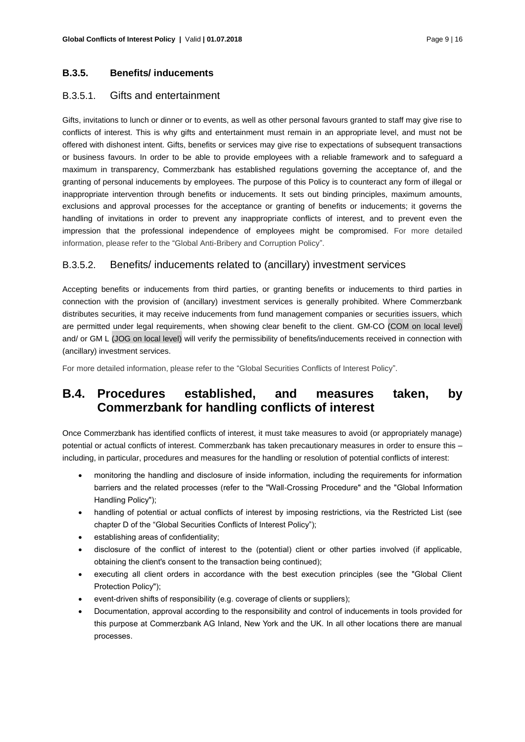### B.3.5. Benefits/ inducements

#### B.3.5.1. Gifts and entertainment

Gifts, invitations to lunch or dinner or to events, as well as other personal favours granted to staff may give rise to conflicts of interest. This is why gifts and entertainment must remain in an appropriate level, and must not be offered with dishonest intent. Gifts, benefits or services may give rise to expectations of subsequent transactions or business favours. In order to be able to provide employees with a reliable framework and to safeguard a maximum in transparency, Commerzbank has established regulations governing the acceptance of, and the granting of personal inducements by employees. The purpose of this Policy is to counteract any form of illegal or inappropriate intervention through benefits or inducements. It sets out binding principles, maximum amounts, exclusions and approval processes for the acceptance or granting of benefits or inducements; it governs the handling of invitations in order to prevent any inappropriate conflicts of interest, and to prevent even the impression that the professional independence of employees might be compromised. For more detailed information, please refer to the "Global Anti-Bribery and Corruption Policy".

#### B.3.5.2. Benefits/ inducements related to (ancillary) investment services

Accepting benefits or inducements from third parties, or granting benefits or inducements to third parties in connection with the provision of (ancillary) investment services is generally prohibited. Where Commerzbank distributes securities, it may receive inducements from fund management companies or securities issuers, which are permitted under legal requirements, when showing clear benefit to the client. GM-CO (COM on local level) and/ or GM L (JOG on local level) will verify the permissibility of benefits/inducements received in connection with (ancillary) investment services.

For more detailed information, please refer to the "Global Securities Conflicts of Interest Policy".

## B.4. Procedures established, and measures taken, by Commerzbank for handling conflicts of interest

Once Commerzbank has identified conflicts of interest, it must take measures to avoid (or appropriately manage) potential or actual conflicts of interest. Commerzbank has taken precautionary measures in order to ensure this – including, in particular, procedures and measures for the handling or resolution of potential conflicts of interest:

- monitoring the handling and disclosure of inside information, including the requirements for information barriers and the related processes (refer to the "Wall-Crossing Procedure" and the "Global Information Handling Policy");
- handling of potential or actual conflicts of interest by imposing restrictions, via the Restricted List (see chapter D of the "Global Securities Conflicts of Interest Policy");
- establishing areas of confidentiality;
- disclosure of the conflict of interest to the (potential) client or other parties involved (if applicable, obtaining the client's consent to the transaction being continued);
- executing all client orders in accordance with the best execution principles (see the "Global Client Protection Policy");
- event-driven shifts of responsibility (e.g. coverage of clients or suppliers);
- Documentation, approval according to the responsibility and control of inducements in tools provided for this purpose at Commerzbank AG Inland, New York and the UK. In all other locations there are manual processes.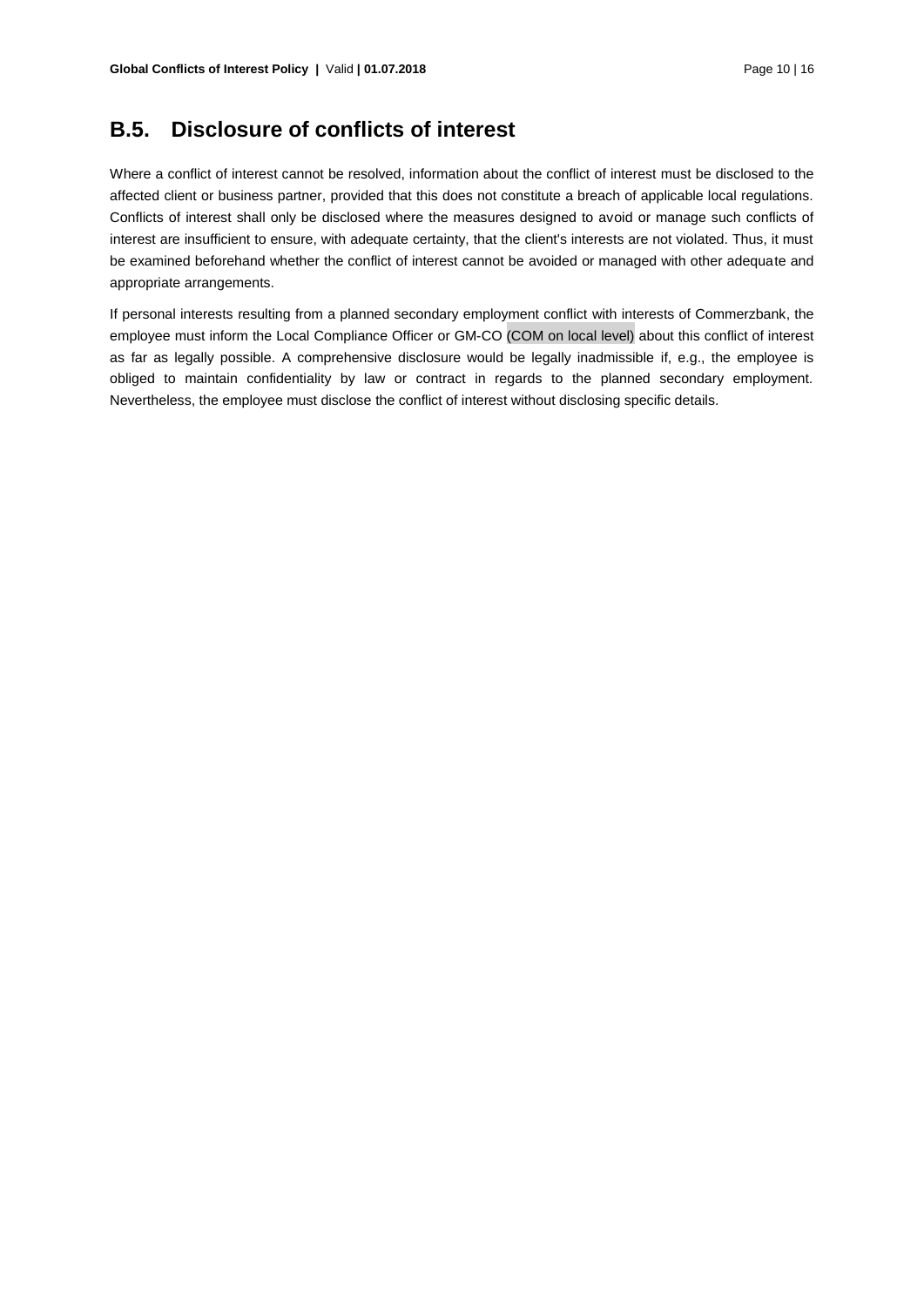## B.5. Disclosure of conflicts of interest

Where a conflict of interest cannot be resolved, information about the conflict of interest must be disclosed to the affected client or business partner, provided that this does not constitute a breach of applicable local regulations. Conflicts of interest shall only be disclosed where the measures designed to avoid or manage such conflicts of interest are insufficient to ensure, with adequate certainty, that the client's interests are not violated. Thus, it must be examined beforehand whether the conflict of interest cannot be avoided or managed with other adequate and appropriate arrangements.

If personal interests resulting from a planned secondary employment conflict with interests of Commerzbank, the employee must inform the Local Compliance Officer or GM-CO (COM on local level) about this conflict of interest as far as legally possible. A comprehensive disclosure would be legally inadmissible if, e.g., the employee is obliged to maintain confidentiality by law or contract in regards to the planned secondary employment. Nevertheless, the employee must disclose the conflict of interest without disclosing specific details.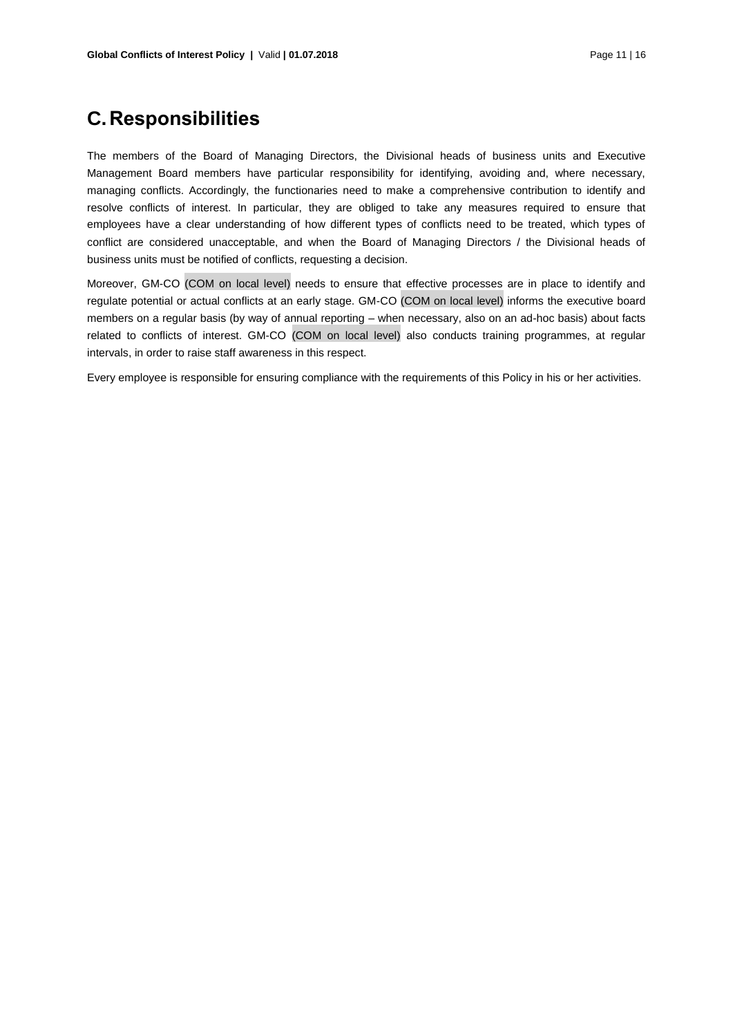# C. Responsibilities

The members of the Board of Managing Directors, the Divisional heads of business units and Executive Management Board members have particular responsibility for identifying, avoiding and, where necessary, managing conflicts. Accordingly, the functionaries need to make a comprehensive contribution to identify and resolve conflicts of interest. In particular, they are obliged to take any measures required to ensure that employees have a clear understanding of how different types of conflicts need to be treated, which types of conflict are considered unacceptable, and when the Board of Managing Directors / the Divisional heads of business units must be notified of conflicts, requesting a decision.

Moreover, GM-CO (COM on local level) needs to ensure that effective processes are in place to identify and regulate potential or actual conflicts at an early stage. GM-CO (COM on local level) informs the executive board members on a regular basis (by way of annual reporting – when necessary, also on an ad-hoc basis) about facts related to conflicts of interest. GM-CO (COM on local level) also conducts training programmes, at regular intervals, in order to raise staff awareness in this respect.

Every employee is responsible for ensuring compliance with the requirements of this Policy in his or her activities.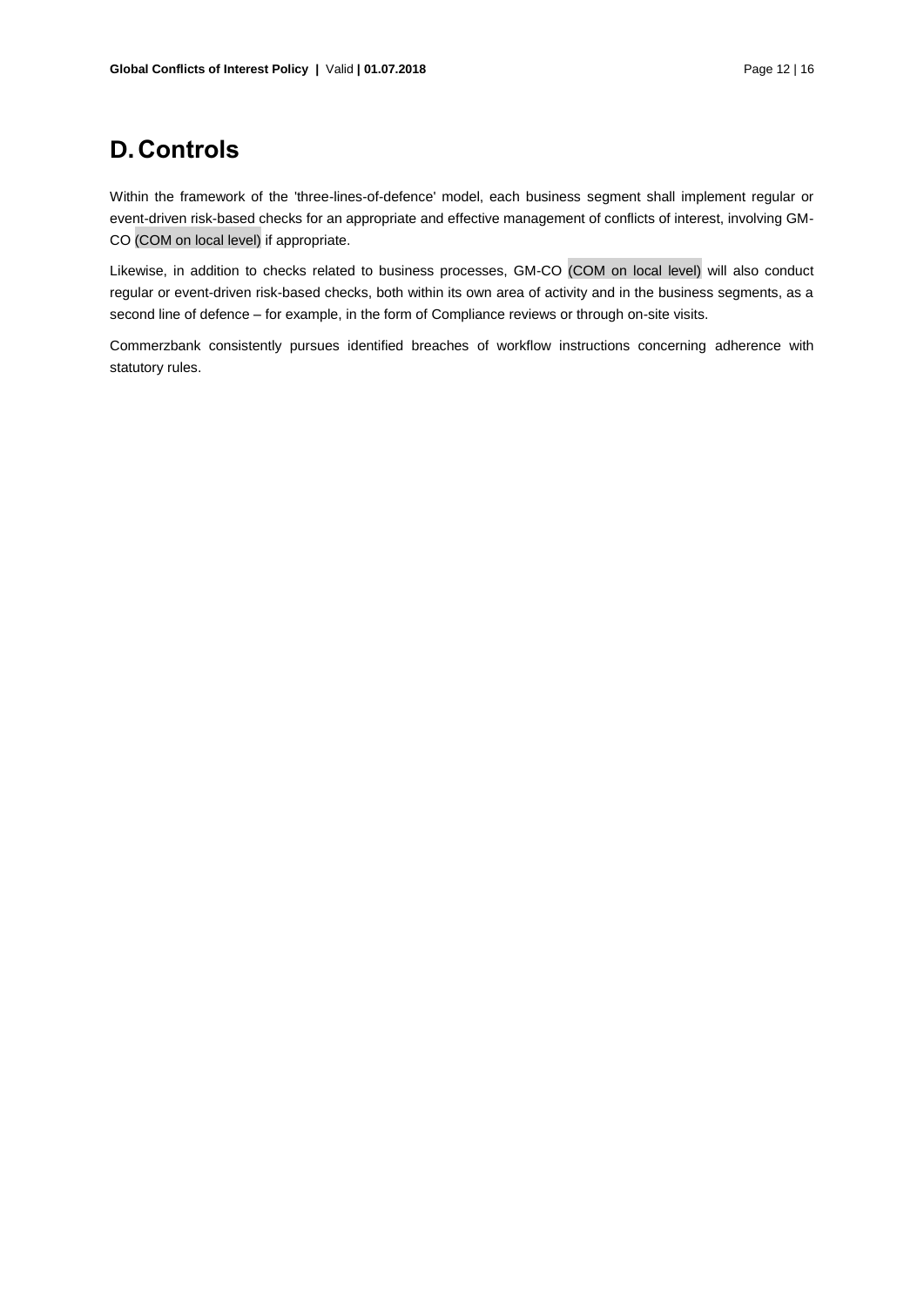# D. Controls

Within the framework of the 'three-lines-of-defence' model, each business segment shall implement regular or event-driven risk-based checks for an appropriate and effective management of conflicts of interest, involving GM-CO (COM on local level) if appropriate.

Likewise, in addition to checks related to business processes, GM-CO (COM on local level) will also conduct regular or event-driven risk-based checks, both within its own area of activity and in the business segments, as a second line of defence – for example, in the form of Compliance reviews or through on-site visits.

Commerzbank consistently pursues identified breaches of workflow instructions concerning adherence with statutory rules.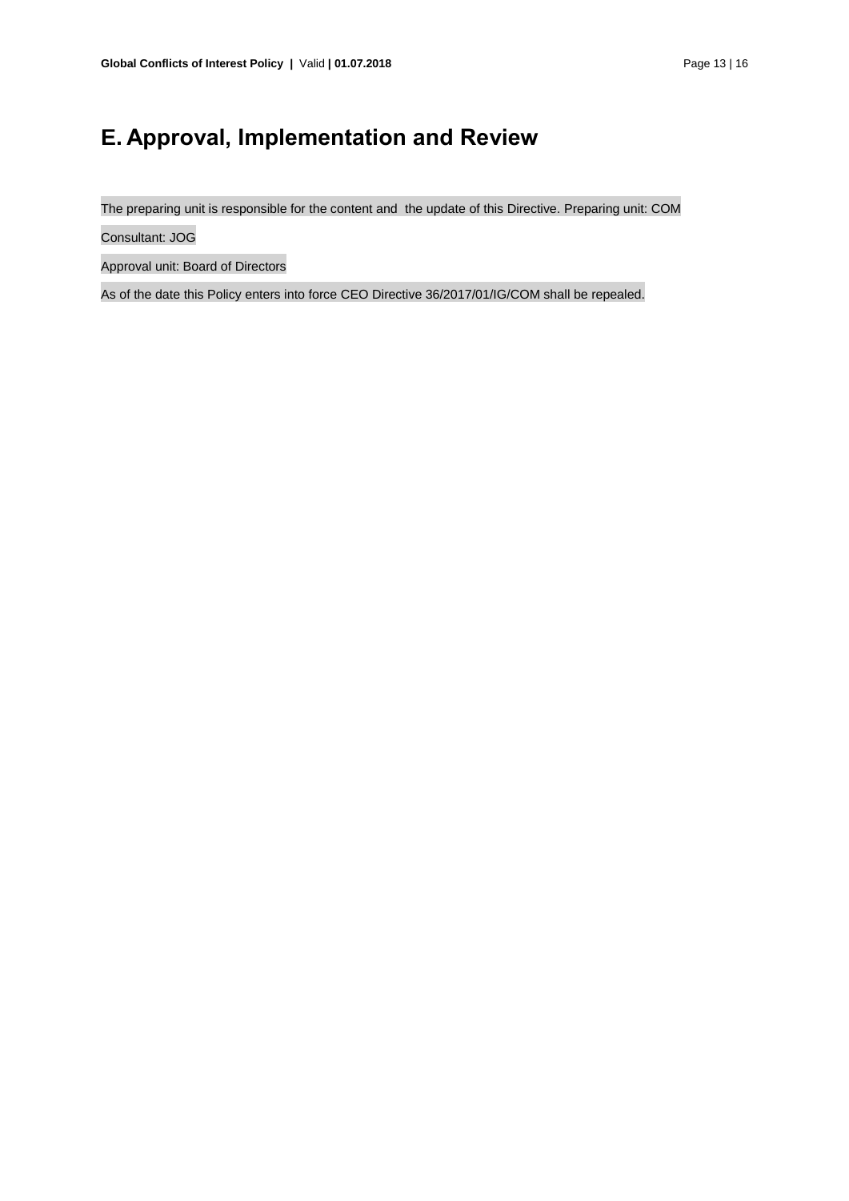# E. Approval, Implementation and Review

The preparing unit is responsible for the content and  the update of this Directive. Preparing unit: COM

Consultant: JOG

Approval unit: Board of Directors

As of the date this Policy enters into force CEO Directive 36/2017/01/IG/COM shall be repealed.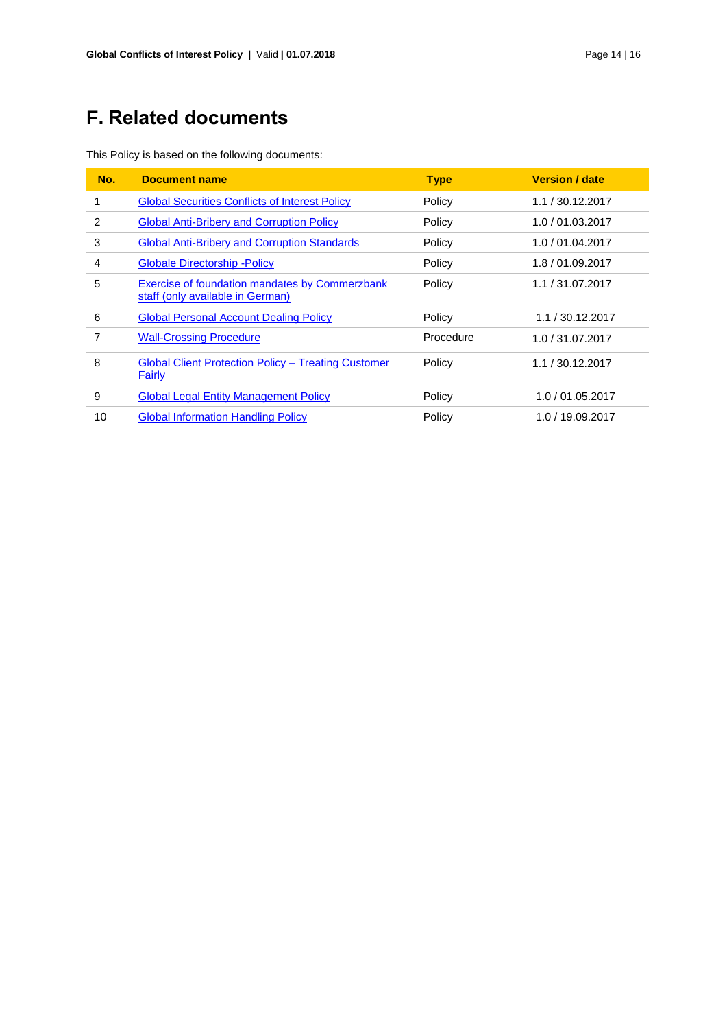# F. Related documents

This Policy is based on the following documents:

| No. | Document name | Type | Version / date |
|---|---|---|---|
| 1 | Global Securities Conflicts of Interest Policy | Policy | 1.1 / 30.12.2017 |
| 2 | Global Anti-Bribery and Corruption Policy | Policy | 1.0 / 01.03.2017 |
| 3 | Global Anti-Bribery and Corruption Standards | Policy | 1.0 / 01.04.2017 |
| 4 | Globale Directorship -Policy | Policy | 1.8 / 01.09.2017 |
| 5 | Exercise of foundation mandates by Commerzbank staff (only available in German) | Policy | 1.1 / 31.07.2017 |
| 6 | Global Personal Account Dealing Policy | Policy | 1.1 / 30.12.2017 |
| 7 | Wall-Crossing Procedure | Procedure | 1.0 / 31.07.2017 |
| 8 | Global Client Protection Policy – Treating Customer Fairly | Policy | 1.1 / 30.12.2017 |
| 9 | Global Legal Entity Management Policy | Policy | 1.0 / 01.05.2017 |
| 10 | Global Information Handling Policy | Policy | 1.0 / 19.09.2017 |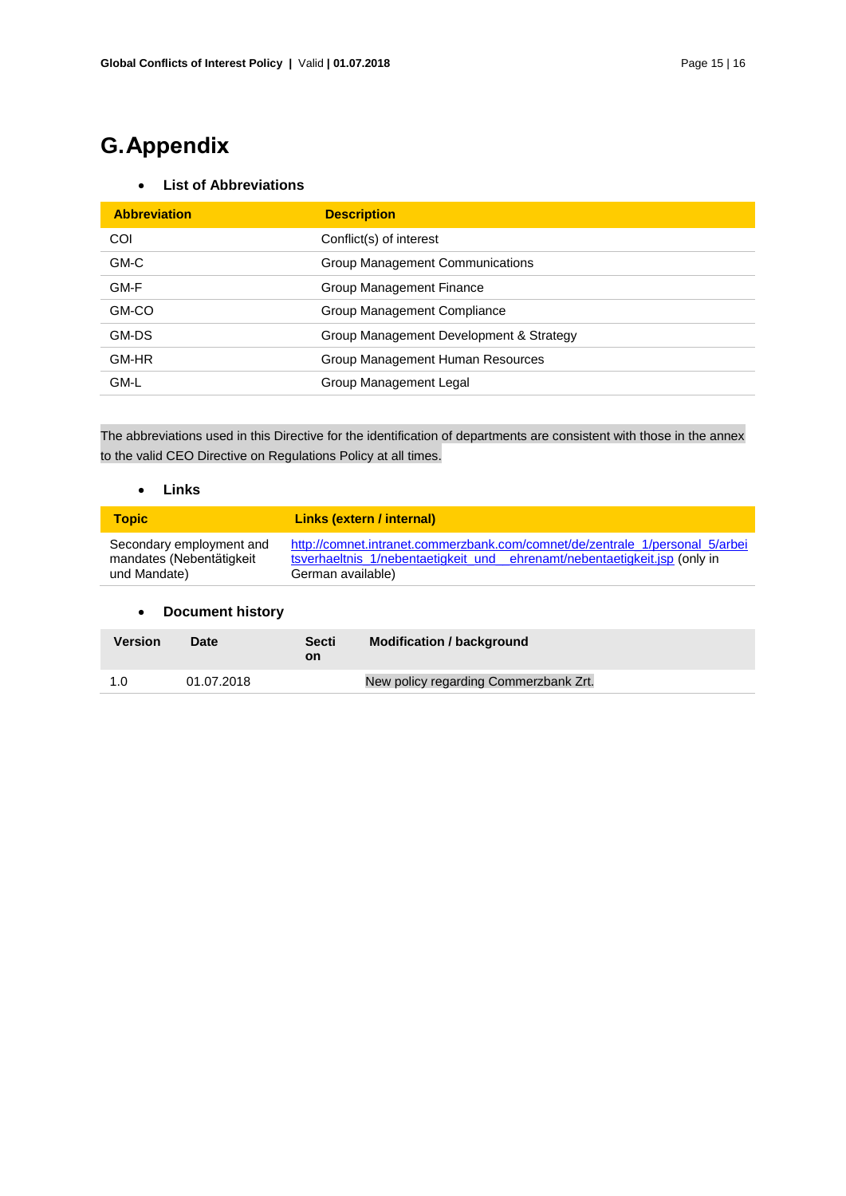# G. Appendix

- **List of Abbreviations**

| Abbreviation | Description |
|---|---|
| COI | Conflict(s) of interest |
| GM-C | Group Management Communications |
| GM-F | Group Management Finance |
| GM-CO | Group Management Compliance |
| GM-DS | Group Management Development & Strategy |
| GM-HR | Group Management Human Resources |
| GM-L | Group Management Legal |

The abbreviations used in this Directive for the identification of departments are consistent with those in the annex to the valid CEO Directive on Regulations Policy at all times.

- **Links**

| Topic | Links (extern / internal) |
|---|---|
| Secondary employment and mandates (Nebentätigkeit und Mandate) | http://comnet.intranet.commerzbank.com/comnet/de/zentrale_1/personal_5/arbeitsverhaeltnis_1/nebentaetigkeit_und__ehrenamt/nebentaetigkeit.jsp (only in German available) |

- **Document history**

| Version | Date | Section | Modification / background |
|---|---|---|---|
| 1.0 | 01.07.2018 | | New policy regarding Commerzbank Zrt. |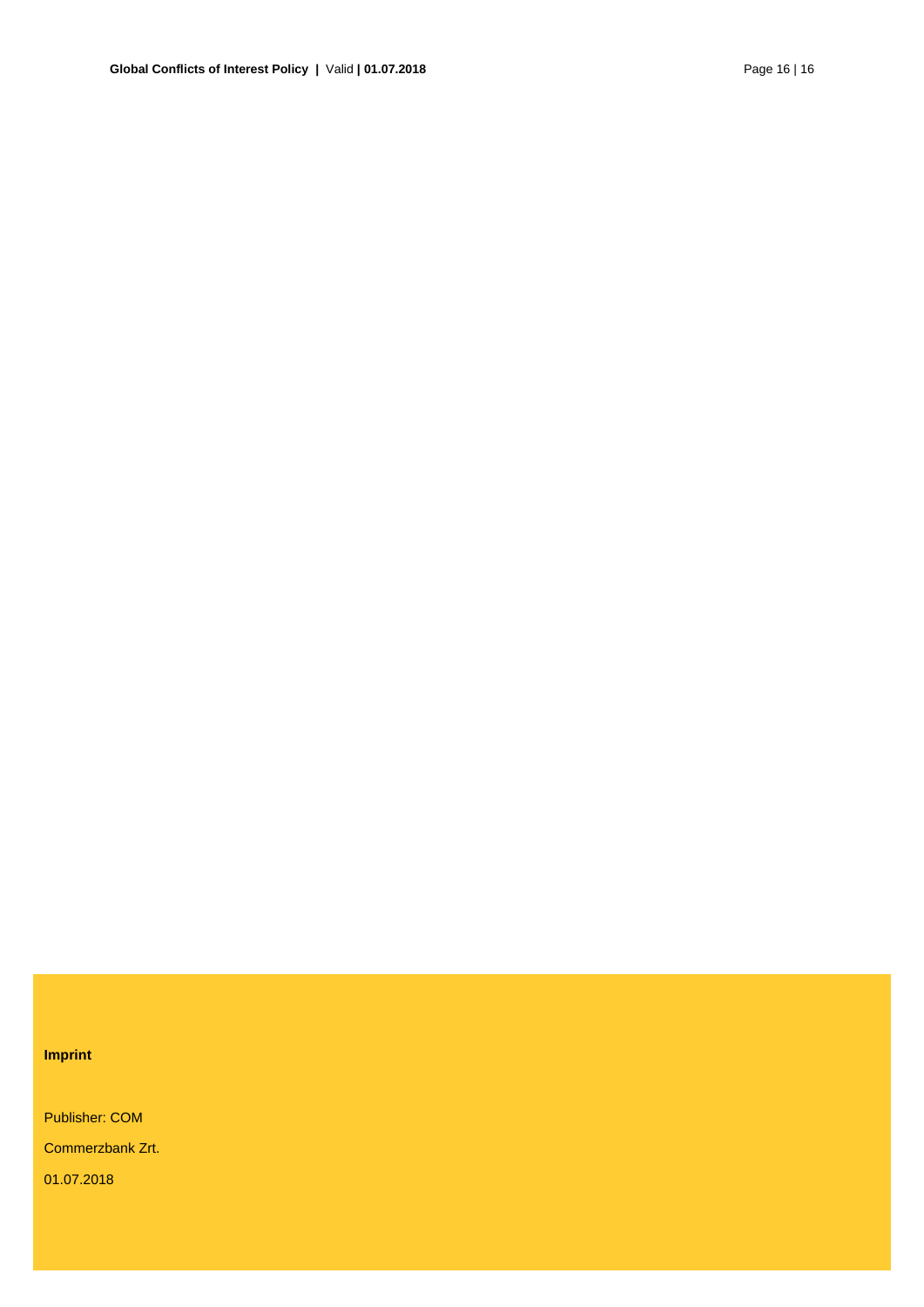**Imprint**

Publisher: COM

Commerzbank Zrt.

01.07.2018